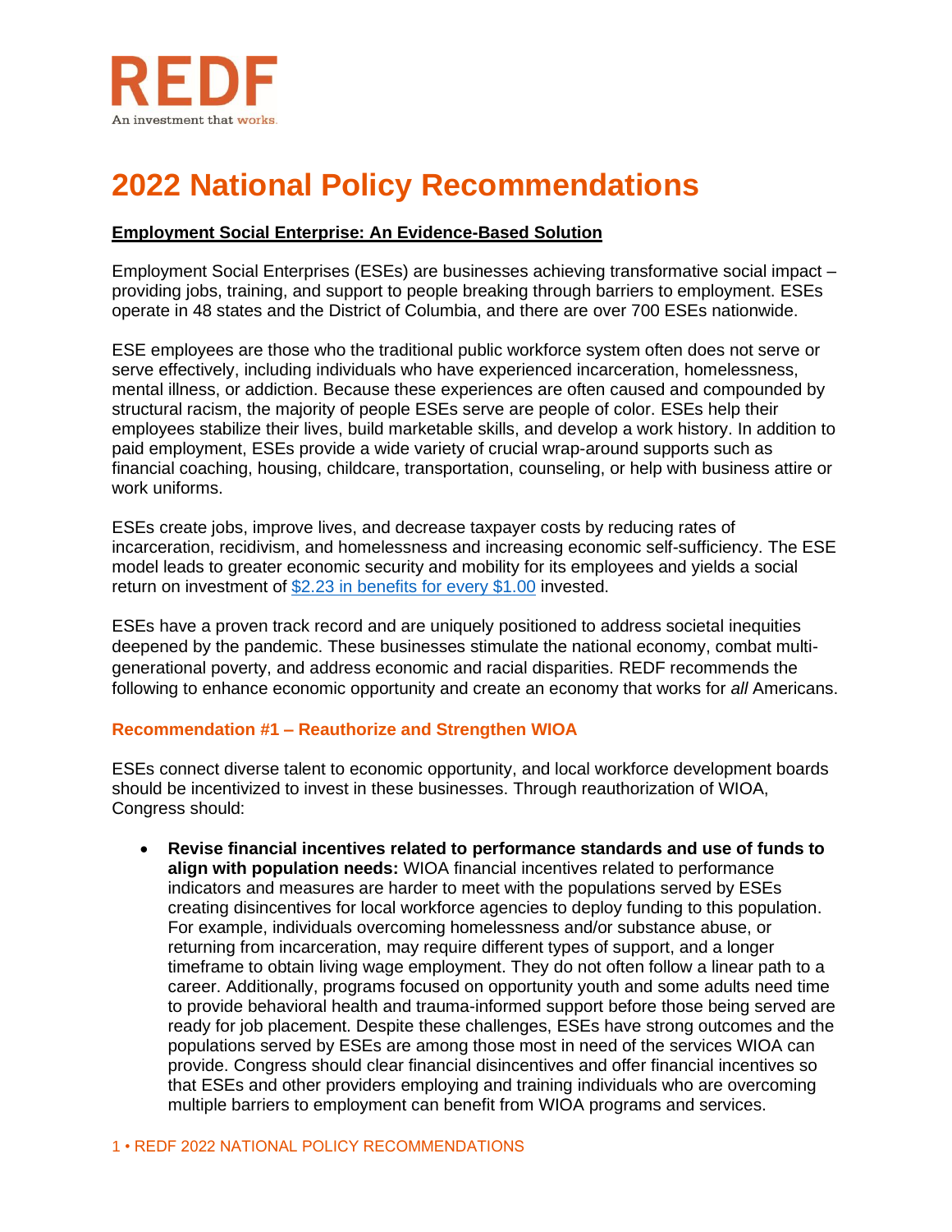REDF
An investment that works.

# 2022 National Policy Recommendations

**Employment Social Enterprise: An Evidence-Based Solution**

Employment Social Enterprises (ESEs) are businesses achieving transformative social impact – providing jobs, training, and support to people breaking through barriers to employment. ESEs operate in 48 states and the District of Columbia, and there are over 700 ESEs nationwide.

ESE employees are those who the traditional public workforce system often does not serve or serve effectively, including individuals who have experienced incarceration, homelessness, mental illness, or addiction. Because these experiences are often caused and compounded by structural racism, the majority of people ESEs serve are people of color. ESEs help their employees stabilize their lives, build marketable skills, and develop a work history. In addition to paid employment, ESEs provide a wide variety of crucial wrap-around supports such as financial coaching, housing, childcare, transportation, counseling, or help with business attire or work uniforms.

ESEs create jobs, improve lives, and decrease taxpayer costs by reducing rates of incarceration, recidivism, and homelessness and increasing economic self-sufficiency. The ESE model leads to greater economic security and mobility for its employees and yields a social return on investment of $2.23 in benefits for every $1.00 invested.

ESEs have a proven track record and are uniquely positioned to address societal inequities deepened by the pandemic. These businesses stimulate the national economy, combat multi-generational poverty, and address economic and racial disparities. REDF recommends the following to enhance economic opportunity and create an economy that works for *all* Americans.

### Recommendation #1 – Reauthorize and Strengthen WIOA

ESEs connect diverse talent to economic opportunity, and local workforce development boards should be incentivized to invest in these businesses. Through reauthorization of WIOA, Congress should:

- **Revise financial incentives related to performance standards and use of funds to align with population needs:** WIOA financial incentives related to performance indicators and measures are harder to meet with the populations served by ESEs creating disincentives for local workforce agencies to deploy funding to this population. For example, individuals overcoming homelessness and/or substance abuse, or returning from incarceration, may require different types of support, and a longer timeframe to obtain living wage employment. They do not often follow a linear path to a career. Additionally, programs focused on opportunity youth and some adults need time to provide behavioral health and trauma-informed support before those being served are ready for job placement. Despite these challenges, ESEs have strong outcomes and the populations served by ESEs are among those most in need of the services WIOA can provide. Congress should clear financial disincentives and offer financial incentives so that ESEs and other providers employing and training individuals who are overcoming multiple barriers to employment can benefit from WIOA programs and services.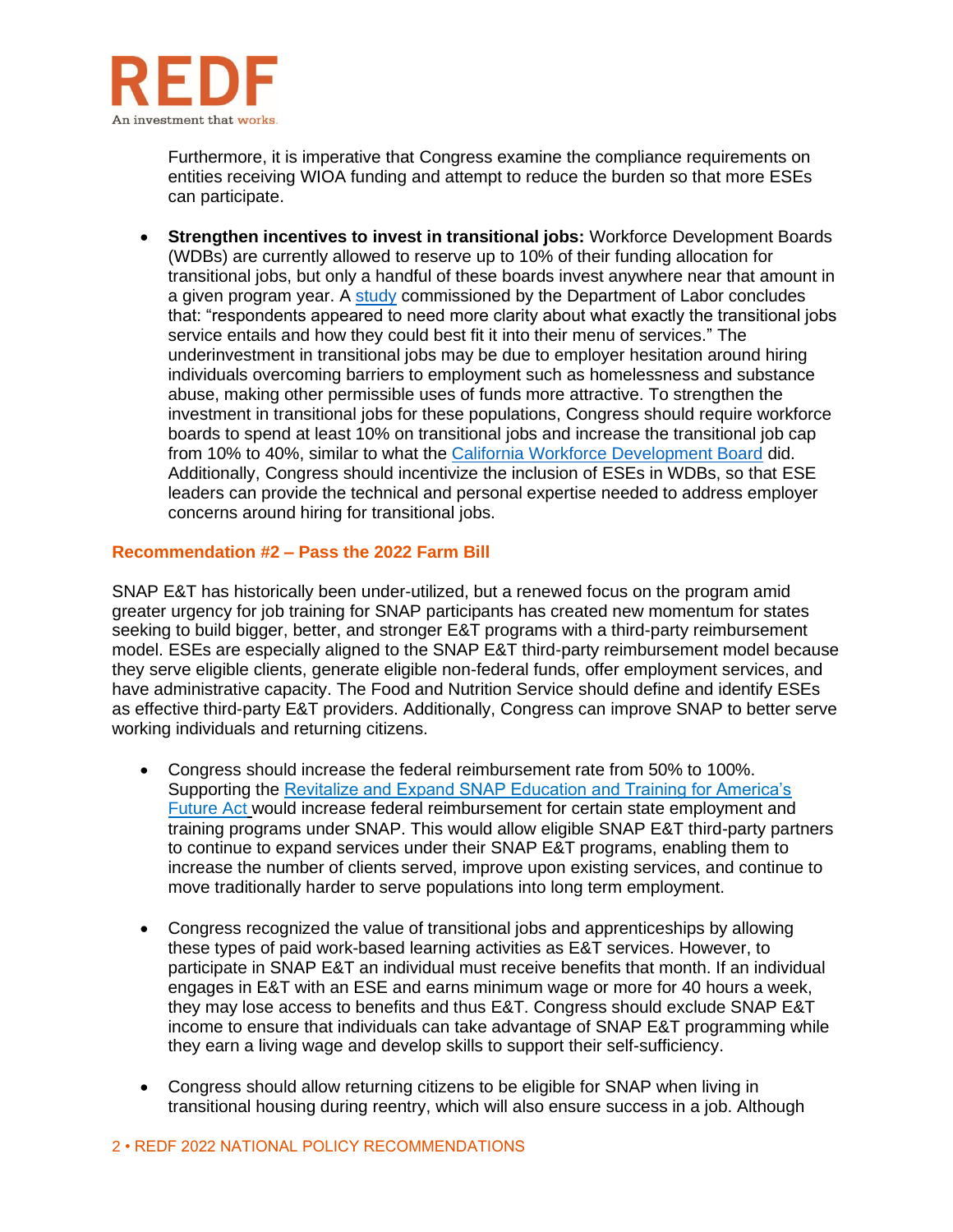Furthermore, it is imperative that Congress examine the compliance requirements on entities receiving WIOA funding and attempt to reduce the burden so that more ESEs can participate.

- **Strengthen incentives to invest in transitional jobs:** Workforce Development Boards (WDBs) are currently allowed to reserve up to 10% of their funding allocation for transitional jobs, but only a handful of these boards invest anywhere near that amount in a given program year. A [study](#) commissioned by the Department of Labor concludes that: "respondents appeared to need more clarity about what exactly the transitional jobs service entails and how they could best fit it into their menu of services." The underinvestment in transitional jobs may be due to employer hesitation around hiring individuals overcoming barriers to employment such as homelessness and substance abuse, making other permissible uses of funds more attractive. To strengthen the investment in transitional jobs for these populations, Congress should require workforce boards to spend at least 10% on transitional jobs and increase the transitional job cap from 10% to 40%, similar to what the [California Workforce Development Board](#) did. Additionally, Congress should incentivize the inclusion of ESEs in WDBs, so that ESE leaders can provide the technical and personal expertise needed to address employer concerns around hiring for transitional jobs.

### Recommendation #2 – Pass the 2022 Farm Bill

SNAP E&T has historically been under-utilized, but a renewed focus on the program amid greater urgency for job training for SNAP participants has created new momentum for states seeking to build bigger, better, and stronger E&T programs with a third-party reimbursement model. ESEs are especially aligned to the SNAP E&T third-party reimbursement model because they serve eligible clients, generate eligible non-federal funds, offer employment services, and have administrative capacity. The Food and Nutrition Service should define and identify ESEs as effective third-party E&T providers. Additionally, Congress can improve SNAP to better serve working individuals and returning citizens.

- Congress should increase the federal reimbursement rate from 50% to 100%. Supporting the [Revitalize and Expand SNAP Education and Training for America's Future Act](#) would increase federal reimbursement for certain state employment and training programs under SNAP. This would allow eligible SNAP E&T third-party partners to continue to expand services under their SNAP E&T programs, enabling them to increase the number of clients served, improve upon existing services, and continue to move traditionally harder to serve populations into long term employment.

- Congress recognized the value of transitional jobs and apprenticeships by allowing these types of paid work-based learning activities as E&T services. However, to participate in SNAP E&T an individual must receive benefits that month. If an individual engages in E&T with an ESE and earns minimum wage or more for 40 hours a week, they may lose access to benefits and thus E&T. Congress should exclude SNAP E&T income to ensure that individuals can take advantage of SNAP E&T programming while they earn a living wage and develop skills to support their self-sufficiency.

- Congress should allow returning citizens to be eligible for SNAP when living in transitional housing during reentry, which will also ensure success in a job. Although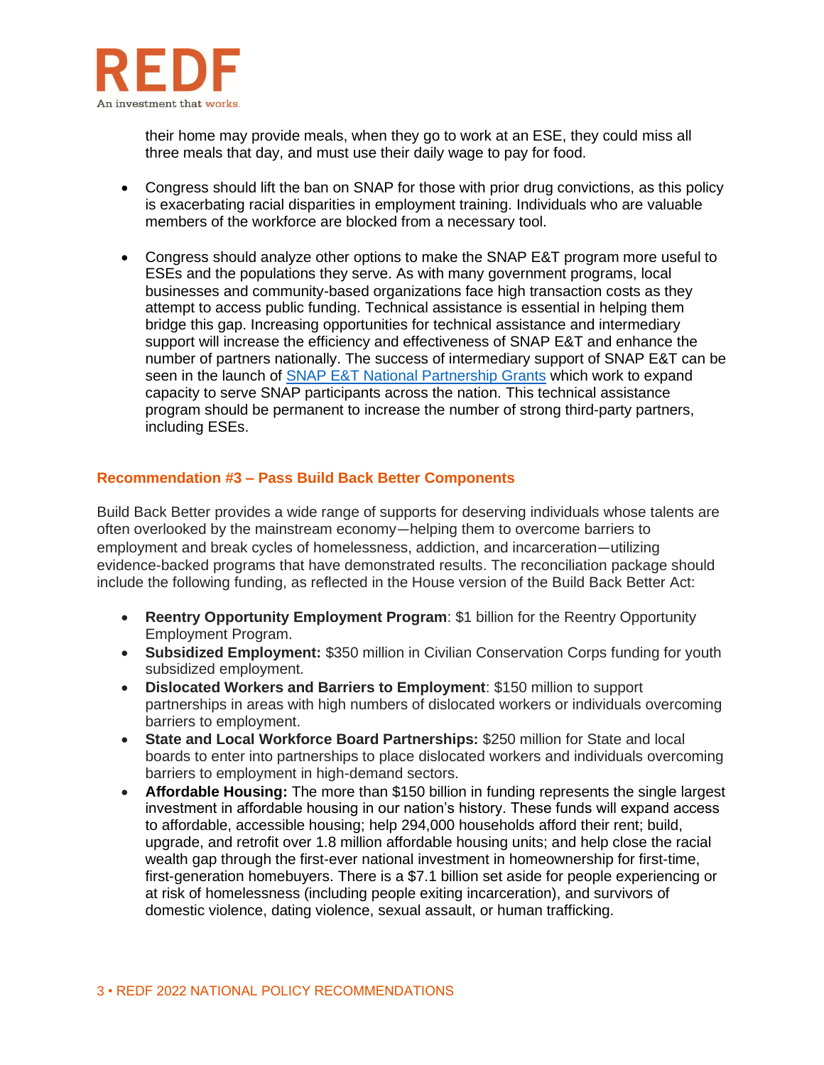their home may provide meals, when they go to work at an ESE, they could miss all three meals that day, and must use their daily wage to pay for food.

- Congress should lift the ban on SNAP for those with prior drug convictions, as this policy is exacerbating racial disparities in employment training. Individuals who are valuable members of the workforce are blocked from a necessary tool.

- Congress should analyze other options to make the SNAP E&T program more useful to ESEs and the populations they serve. As with many government programs, local businesses and community-based organizations face high transaction costs as they attempt to access public funding. Technical assistance is essential in helping them bridge this gap. Increasing opportunities for technical assistance and intermediary support will increase the efficiency and effectiveness of SNAP E&T and enhance the number of partners nationally. The success of intermediary support of SNAP E&T can be seen in the launch of [SNAP E&T National Partnership Grants] which work to expand capacity to serve SNAP participants across the nation. This technical assistance program should be permanent to increase the number of strong third-party partners, including ESEs.

### Recommendation #3 – Pass Build Back Better Components

Build Back Better provides a wide range of supports for deserving individuals whose talents are often overlooked by the mainstream economy—helping them to overcome barriers to employment and break cycles of homelessness, addiction, and incarceration—utilizing evidence-backed programs that have demonstrated results. The reconciliation package should include the following funding, as reflected in the House version of the Build Back Better Act:

- **Reentry Opportunity Employment Program**: $1 billion for the Reentry Opportunity Employment Program.
- **Subsidized Employment:** $350 million in Civilian Conservation Corps funding for youth subsidized employment.
- **Dislocated Workers and Barriers to Employment**: $150 million to support partnerships in areas with high numbers of dislocated workers or individuals overcoming barriers to employment.
- **State and Local Workforce Board Partnerships:** $250 million for State and local boards to enter into partnerships to place dislocated workers and individuals overcoming barriers to employment in high-demand sectors.
- **Affordable Housing:** The more than $150 billion in funding represents the single largest investment in affordable housing in our nation's history. These funds will expand access to affordable, accessible housing; help 294,000 households afford their rent; build, upgrade, and retrofit over 1.8 million affordable housing units; and help close the racial wealth gap through the first-ever national investment in homeownership for first-time, first-generation homebuyers. There is a $7.1 billion set aside for people experiencing or at risk of homelessness (including people exiting incarceration), and survivors of domestic violence, dating violence, sexual assault, or human trafficking.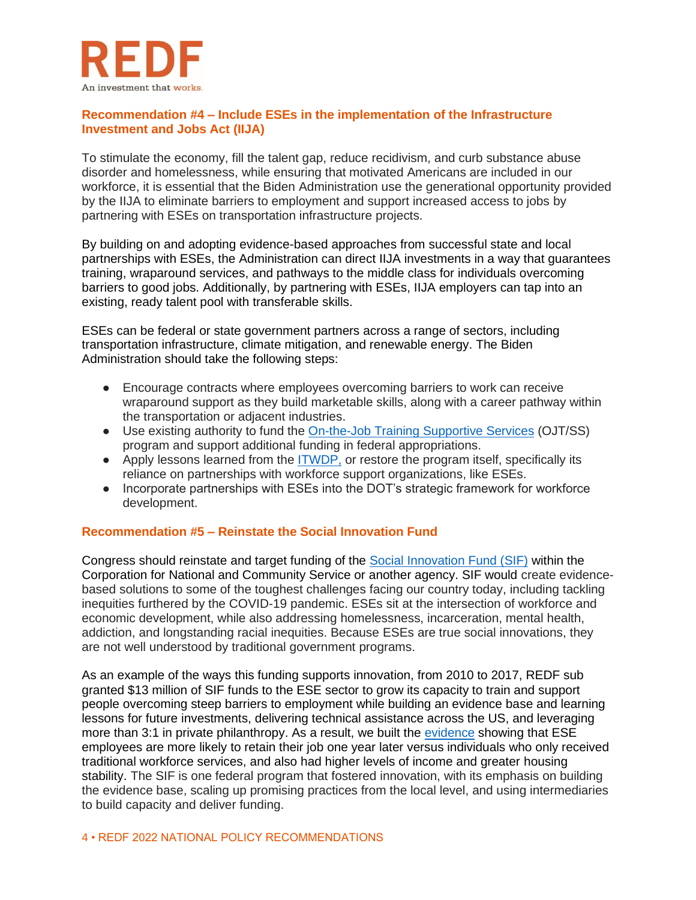REDF

An investment that works.

## Recommendation #4 – Include ESEs in the implementation of the Infrastructure Investment and Jobs Act (IIJA)

To stimulate the economy, fill the talent gap, reduce recidivism, and curb substance abuse disorder and homelessness, while ensuring that motivated Americans are included in our workforce, it is essential that the Biden Administration use the generational opportunity provided by the IIJA to eliminate barriers to employment and support increased access to jobs by partnering with ESEs on transportation infrastructure projects.

By building on and adopting evidence-based approaches from successful state and local partnerships with ESEs, the Administration can direct IIJA investments in a way that guarantees training, wraparound services, and pathways to the middle class for individuals overcoming barriers to good jobs. Additionally, by partnering with ESEs, IIJA employers can tap into an existing, ready talent pool with transferable skills.

ESEs can be federal or state government partners across a range of sectors, including transportation infrastructure, climate mitigation, and renewable energy. The Biden Administration should take the following steps:

- Encourage contracts where employees overcoming barriers to work can receive wraparound support as they build marketable skills, along with a career pathway within the transportation or adjacent industries.
- Use existing authority to fund the On-the-Job Training Supportive Services (OJT/SS) program and support additional funding in federal appropriations.
- Apply lessons learned from the ITWDP, or restore the program itself, specifically its reliance on partnerships with workforce support organizations, like ESEs.
- Incorporate partnerships with ESEs into the DOT's strategic framework for workforce development.

## Recommendation #5 – Reinstate the Social Innovation Fund

Congress should reinstate and target funding of the Social Innovation Fund (SIF) within the Corporation for National and Community Service or another agency. SIF would create evidence-based solutions to some of the toughest challenges facing our country today, including tackling inequities furthered by the COVID-19 pandemic. ESEs sit at the intersection of workforce and economic development, while also addressing homelessness, incarceration, mental health, addiction, and longstanding racial inequities. Because ESEs are true social innovations, they are not well understood by traditional government programs.

As an example of the ways this funding supports innovation, from 2010 to 2017, REDF sub granted $13 million of SIF funds to the ESE sector to grow its capacity to train and support people overcoming steep barriers to employment while building an evidence base and learning lessons for future investments, delivering technical assistance across the US, and leveraging more than 3:1 in private philanthropy. As a result, we built the evidence showing that ESE employees are more likely to retain their job one year later versus individuals who only received traditional workforce services, and also had higher levels of income and greater housing stability. The SIF is one federal program that fostered innovation, with its emphasis on building the evidence base, scaling up promising practices from the local level, and using intermediaries to build capacity and deliver funding.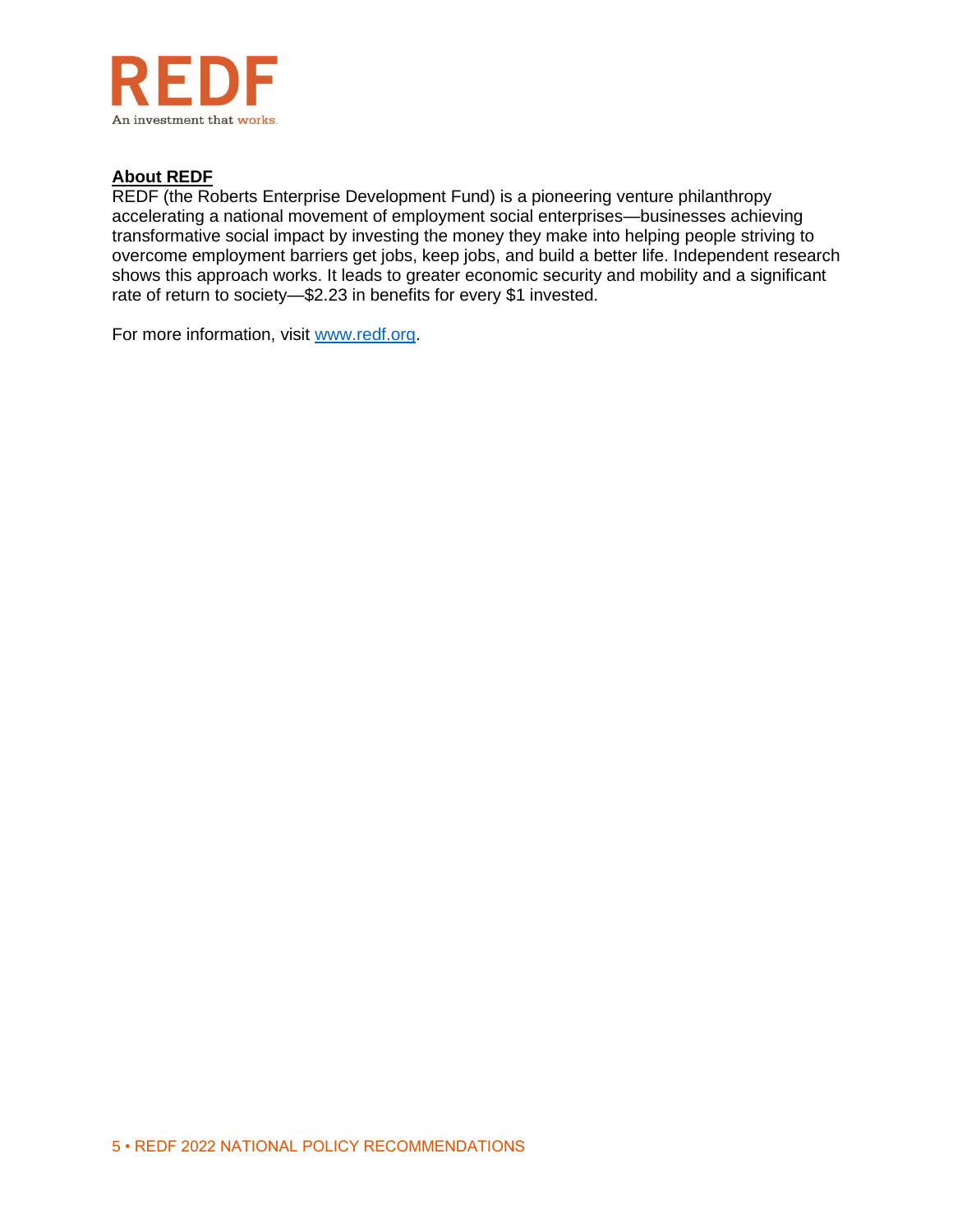**About REDF**

REDF (the Roberts Enterprise Development Fund) is a pioneering venture philanthropy accelerating a national movement of employment social enterprises—businesses achieving transformative social impact by investing the money they make into helping people striving to overcome employment barriers get jobs, keep jobs, and build a better life. Independent research shows this approach works. It leads to greater economic security and mobility and a significant rate of return to society—$2.23 in benefits for every $1 invested.

For more information, visit [www.redf.org](http://www.redf.org).